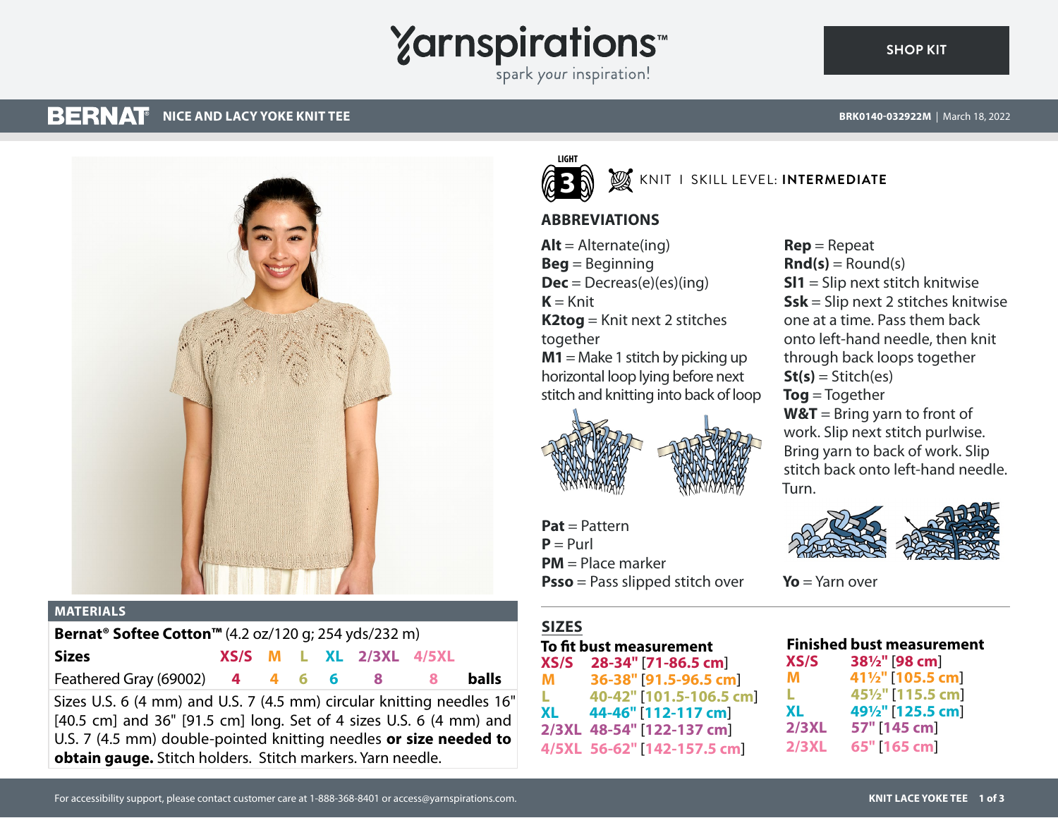# Yarnspirations™

spark your inspiration!

SHOP KIT

**BERNAT** NICE AND LACY YOKE KNIT TEE

BRK0140-032922M | March 18, 2022

LIGHT 3 — KNIT | SKILL LEVEL: **INTERMEDIATE**

## ABBREVIATIONS

**Alt** = Alternate(ing)
**Beg** = Beginning
**Dec** = Decreas(e)(es)(ing)
**K** = Knit
**K2tog** = Knit next 2 stitches together
**M1** = Make 1 stitch by picking up horizontal loop lying before next stitch and knitting into back of loop
**Pat** = Pattern
**P** = Purl
**PM** = Place marker
**Psso** = Pass slipped stitch over
**Rep** = Repeat
**Rnd(s)** = Round(s)
**Sl1** = Slip next stitch knitwise
**Ssk** = Slip next 2 stitches knitwise one at a time. Pass them back onto left-hand needle, then knit through back loops together
**St(s)** = Stitch(es)
**Tog** = Together
**W&T** = Bring yarn to front of work. Slip next stitch purlwise. Bring yarn to back of work. Slip stitch back onto left-hand needle. Turn.
**Yo** = Yarn over

## MATERIALS

**Bernat® Softee Cotton™** (4.2 oz/120 g; 254 yds/232 m)

| Sizes | XS/S | M | L | XL | 2/3XL | 4/5XL | |
|---|---|---|---|---|---|---|---|
| Feathered Gray (69002) | 4 | 4 | 6 | 6 | 8 | 8 | balls |

Sizes U.S. 6 (4 mm) and U.S. 7 (4.5 mm) circular knitting needles 16" [40.5 cm] and 36" [91.5 cm] long. Set of 4 sizes U.S. 6 (4 mm) and U.S. 7 (4.5 mm) double-pointed knitting needles **or size needed to obtain gauge.** Stitch holders. Stitch markers. Yarn needle.

## SIZES

**To fit bust measurement**

| Size | Measurement |
|---|---|
| XS/S | 28-34" [71-86.5 cm] |
| M | 36-38" [91.5-96.5 cm] |
| L | 40-42" [101.5-106.5 cm] |
| XL | 44-46" [112-117 cm] |
| 2/3XL | 48-54" [122-137 cm] |
| 4/5XL | 56-62" [142-157.5 cm] |

**Finished bust measurement**

| Size | Measurement |
|---|---|
| XS/S | 38½" [98 cm] |
| M | 41½" [105.5 cm] |
| L | 45½" [115.5 cm] |
| XL | 49½" [125.5 cm] |
| 2/3XL | 57" [145 cm] |
| 2/3XL | 65" [165 cm] |

For accessibility support, please contact customer care at 1-888-368-8401 or access@yarnspirations.com.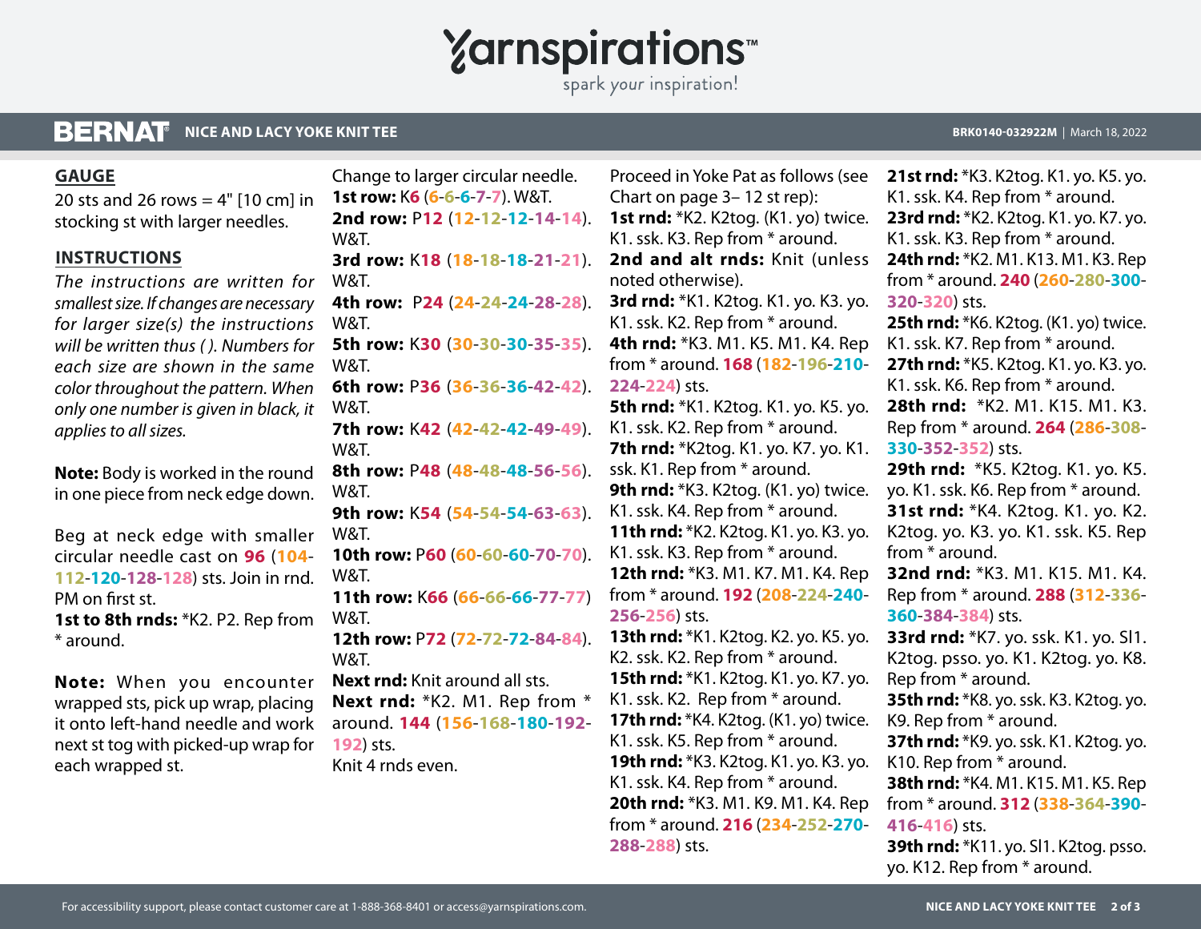## GAUGE

20 sts and 26 rows = 4" [10 cm] in stocking st with larger needles.

## INSTRUCTIONS

*The instructions are written for smallest size. If changes are necessary for larger size(s) the instructions will be written thus ( ). Numbers for each size are shown in the same color throughout the pattern. When only one number is given in black, it applies to all sizes.*

**Note:** Body is worked in the round in one piece from neck edge down.

Beg at neck edge with smaller circular needle cast on **96** (**104**-**112**-**120**-**128**-**128**) sts. Join in rnd. PM on first st.

**1st to 8th rnds:** *K2. P2. Rep from * around.

**Note:** When you encounter wrapped sts, pick up wrap, placing it onto left-hand needle and work next st tog with picked-up wrap for each wrapped st.

Change to larger circular needle.

**1st row:** K**6** (**6**-**6**-**6**-**7**-**7**). W&T.

**2nd row:** P**12** (**12**-**12**-**12**-**14**-**14**). W&T.

**3rd row:** K**18** (**18**-**18**-**18**-**21**-**21**). W&T.

**4th row:** P**24** (**24**-**24**-**24**-**28**-**28**). W&T.

**5th row:** K**30** (**30**-**30**-**30**-**35**-**35**). W&T.

**6th row:** P**36** (**36**-**36**-**36**-**42**-**42**). W&T.

**7th row:** K**42** (**42**-**42**-**42**-**49**-**49**). W&T.

**8th row:** P**48** (**48**-**48**-**48**-**56**-**56**). W&T.

**9th row:** K**54** (**54**-**54**-**54**-**63**-**63**). W&T.

**10th row:** P**60** (**60**-**60**-**60**-**70**-**70**). W&T.

**11th row:** K**66** (**66**-**66**-**66**-**77**-**77**) W&T.

**12th row:** P**72** (**72**-**72**-**72**-**84**-**84**). W&T.

**Next rnd:** Knit around all sts.

**Next rnd:** *K2. M1. Rep from * around. **144** (**156**-**168**-**180**-**192**-**192**) sts.

Knit 4 rnds even.

Proceed in Yoke Pat as follows (see Chart on page 3– 12 st rep):

**1st rnd:** *K2. K2tog. (K1. yo) twice. K1. ssk. K3. Rep from * around.

**2nd and alt rnds:** Knit (unless noted otherwise).

**3rd rnd:** *K1. K2tog. K1. yo. K3. yo. K1. ssk. K2. Rep from * around.

**4th rnd:** *K3. M1. K5. M1. K4. Rep from * around. **168** (**182**-**196**-**210**-**224**-**224**) sts.

**5th rnd:** *K1. K2tog. K1. yo. K5. yo. K1. ssk. K2. Rep from * around.

**7th rnd:** *K2tog. K1. yo. K7. yo. K1. ssk. K1. Rep from * around.

**9th rnd:** *K3. K2tog. (K1. yo) twice. K1. ssk. K4. Rep from * around.

**11th rnd:** *K2. K2tog. K1. yo. K3. yo. K1. ssk. K3. Rep from * around.

**12th rnd:** *K3. M1. K7. M1. K4. Rep from * around. **192** (**208**-**224**-**240**-**256**-**256**) sts.

**13th rnd:** *K1. K2tog. K2. yo. K5. yo. K2. ssk. K2. Rep from * around.

**15th rnd:** *K1. K2tog. K1. yo. K7. yo. K1. ssk. K2. Rep from * around.

**17th rnd:** *K4. K2tog. (K1. yo) twice. K1. ssk. K5. Rep from * around.

**19th rnd:** *K3. K2tog. K1. yo. K3. yo. K1. ssk. K4. Rep from * around.

**20th rnd:** *K3. M1. K9. M1. K4. Rep from * around. **216** (**234**-**252**-**270**-**288**-**288**) sts.

**21st rnd:** *K3. K2tog. K1. yo. K5. yo. K1. ssk. K4. Rep from * around.

**23rd rnd:** *K2. K2tog. K1. yo. K7. yo. K1. ssk. K3. Rep from * around.

**24th rnd:** *K2. M1. K13. M1. K3. Rep from * around. **240** (**260**-**280**-**300**-**320**-**320**) sts.

**25th rnd:** *K6. K2tog. (K1. yo) twice. K1. ssk. K7. Rep from * around.

**27th rnd:** *K5. K2tog. K1. yo. K3. yo. K1. ssk. K6. Rep from * around.

**28th rnd:** *K2. M1. K15. M1. K3. Rep from * around. **264** (**286**-**308**-**330**-**352**-**352**) sts.

**29th rnd:** *K5. K2tog. K1. yo. K5. yo. K1. ssk. K6. Rep from * around.

**31st rnd:** *K4. K2tog. K1. yo. K2. K2tog. yo. K3. yo. K1. ssk. K5. Rep from * around.

**32nd rnd:** *K3. M1. K15. M1. K4. Rep from * around. **288** (**312**-**336**-**360**-**384**-**384**) sts.

**33rd rnd:** *K7. yo. ssk. K1. yo. Sl1. K2tog. psso. yo. K1. K2tog. yo. K8. Rep from * around.

**35th rnd:** *K8. yo. ssk. K3. K2tog. yo. K9. Rep from * around.

**37th rnd:** *K9. yo. ssk. K1. K2tog. yo. K10. Rep from * around.

**38th rnd:** *K4. M1. K15. M1. K5. Rep from * around. **312** (**338**-**364**-**390**-**416**-**416**) sts.

**39th rnd:** *K11. yo. Sl1. K2tog. psso. yo. K12. Rep from * around.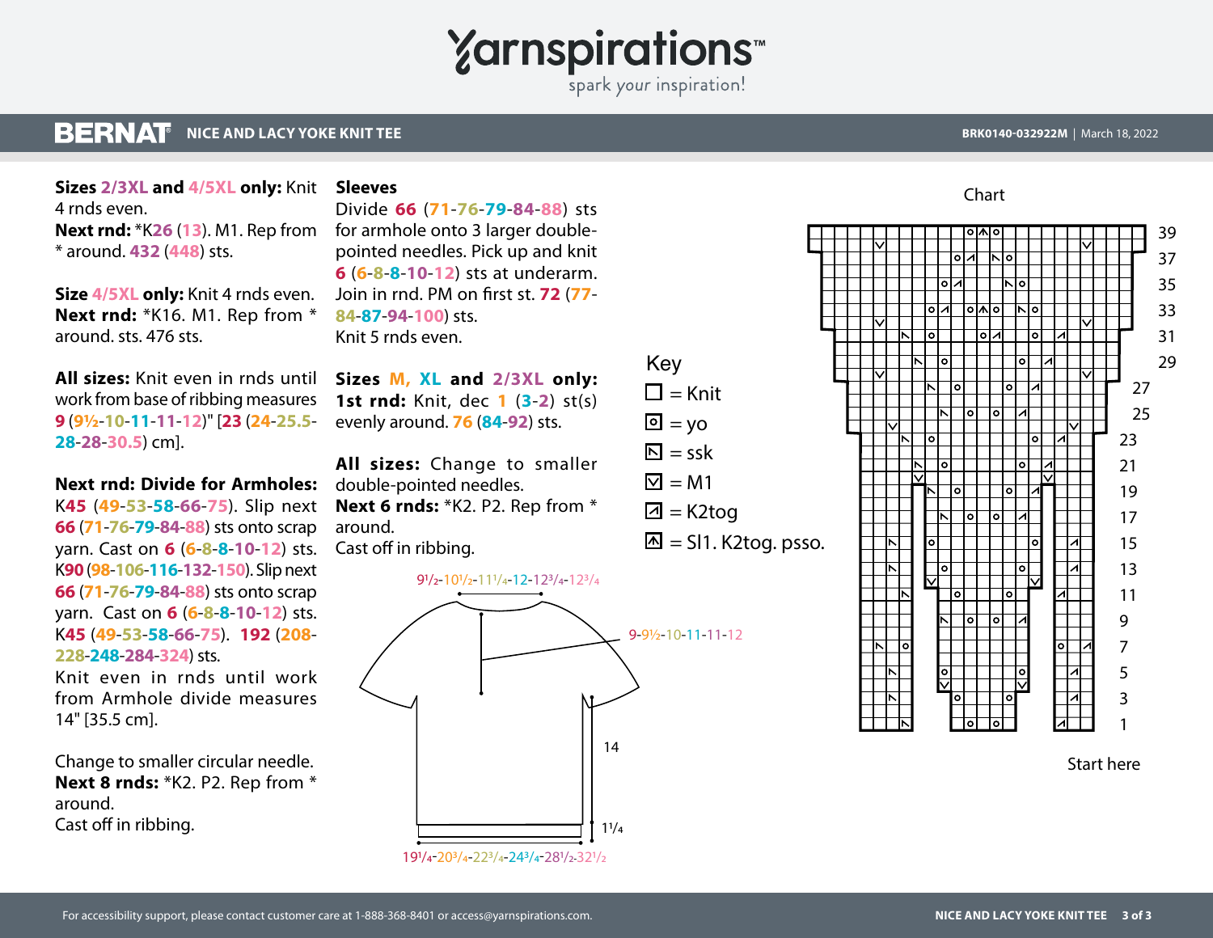**Sizes 2/3XL and 4/5XL only:** Knit 4 rnds even.
**Next rnd:** *K26 (13). M1. Rep from * around. 432 (448) sts.

**Size 4/5XL only:** Knit 4 rnds even.
**Next rnd:** *K16. M1. Rep from * around. sts. 476 sts.

**All sizes:** Knit even in rnds until work from base of ribbing measures 9 (9½-10-11-11-12)" [23 (24-25.5-28-28-30.5) cm].

**Next rnd: Divide for Armholes:** K45 (49-53-58-66-75). Slip next 66 (71-76-79-84-88) sts onto scrap yarn. Cast on 6 (6-8-8-10-12) sts. K90 (98-106-116-132-150). Slip next 66 (71-76-79-84-88) sts onto scrap yarn. Cast on 6 (6-8-8-10-12) sts. K45 (49-53-58-66-75). 192 (208-228-248-284-324) sts.
Knit even in rnds until work from Armhole divide measures 14" [35.5 cm].

Change to smaller circular needle.
**Next 8 rnds:** *K2. P2. Rep from * around.
Cast off in ribbing.

## Sleeves

Divide 66 (71-76-79-84-88) sts for armhole onto 3 larger double-pointed needles. Pick up and knit 6 (6-8-8-10-12) sts at underarm. Join in rnd. PM on first st. 72 (77-84-87-94-100) sts.
Knit 5 rnds even.

**Sizes M, XL and 2/3XL only:**
**1st rnd:** Knit, dec 1 (3-2) st(s) evenly around. 76 (84-92) sts.

**All sizes:** Change to smaller double-pointed needles.
**Next 6 rnds:** *K2. P2. Rep from * around.
Cast off in ribbing.

9½-10½-11¼-12-12¾-12¾

9-9½-10-11-11-12

14

1¼

19¼-20¾-22¾-24¾-28½-32½

Key
☐ = Knit
= yo
= ssk
= M1
= K2tog
= Sl1. K2tog. psso.

Chart

39
37
35
33
31
29
27
25
23
21
19
17
15
13
11
9
7
5
3
1

Start here